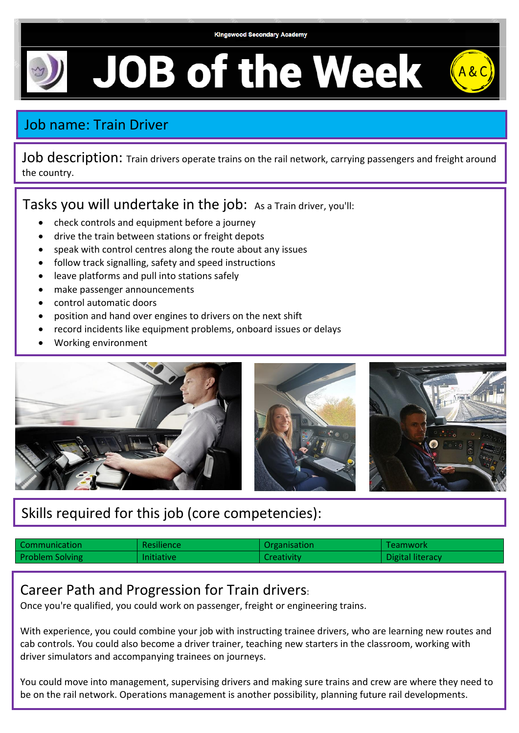Kingswood Secondary Academy

# JOB of the Week

A&C

## Job name: Train Driver

**Job description:** Train drivers operate trains on the rail network, carrying passengers and freight around the country.

## Tasks you will undertake in the job:

As a Train driver, you'll:

- check controls and equipment before a journey
- drive the train between stations or freight depots
- speak with control centres along the route about any issues
- follow track signalling, safety and speed instructions
- leave platforms and pull into stations safely
- make passenger announcements
- control automatic doors
- position and hand over engines to drivers on the next shift
- record incidents like equipment problems, onboard issues or delays
- Working environment

## Skills required for this job (core competencies):

| Communication | Resilience | Organisation | Teamwork |
|---|---|---|---|
| Problem Solving | Initiative | Creativity | Digital literacy |

## Career Path and Progression for Train drivers:

Once you're qualified, you could work on passenger, freight or engineering trains.

With experience, you could combine your job with instructing trainee drivers, who are learning new routes and cab controls. You could also become a driver trainer, teaching new starters in the classroom, working with driver simulators and accompanying trainees on journeys.

You could move into management, supervising drivers and making sure trains and crew are where they need to be on the rail network. Operations management is another possibility, planning future rail developments.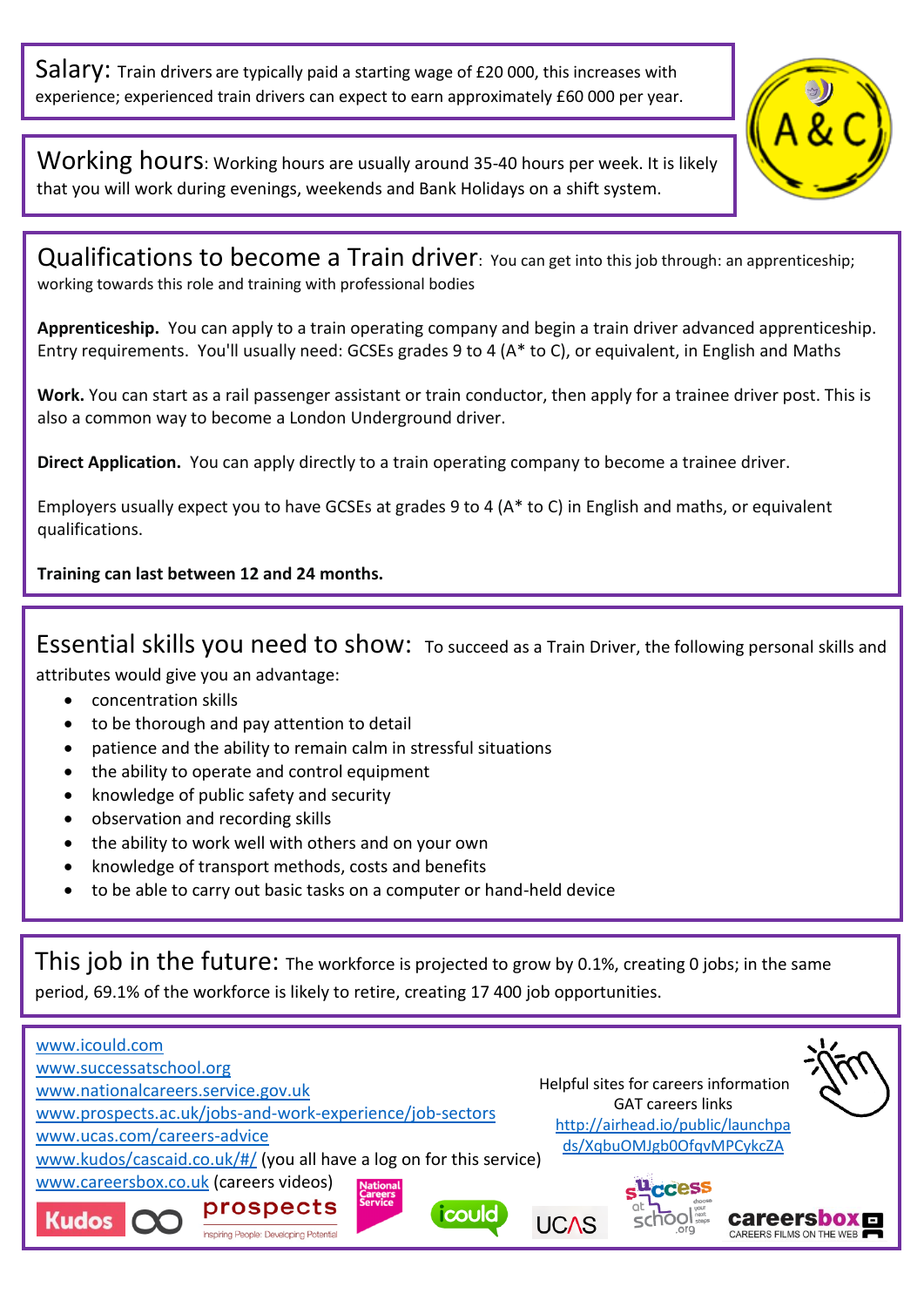## Salary:
Train drivers are typically paid a starting wage of £20 000, this increases with experience; experienced train drivers can expect to earn approximately £60 000 per year.

## Working hours:
Working hours are usually around 35-40 hours per week. It is likely that you will work during evenings, weekends and Bank Holidays on a shift system.

## Qualifications to become a Train driver:
You can get into this job through: an apprenticeship; working towards this role and training with professional bodies

**Apprenticeship.** You can apply to a train operating company and begin a train driver advanced apprenticeship. Entry requirements. You'll usually need: GCSEs grades 9 to 4 (A* to C), or equivalent, in English and Maths

**Work.** You can start as a rail passenger assistant or train conductor, then apply for a trainee driver post. This is also a common way to become a London Underground driver.

**Direct Application.** You can apply directly to a train operating company to become a trainee driver.

Employers usually expect you to have GCSEs at grades 9 to 4 (A* to C) in English and maths, or equivalent qualifications.

**Training can last between 12 and 24 months.**

## Essential skills you need to show:
To succeed as a Train Driver, the following personal skills and attributes would give you an advantage:

- concentration skills
- to be thorough and pay attention to detail
- patience and the ability to remain calm in stressful situations
- the ability to operate and control equipment
- knowledge of public safety and security
- observation and recording skills
- the ability to work well with others and on your own
- knowledge of transport methods, costs and benefits
- to be able to carry out basic tasks on a computer or hand-held device

## This job in the future:
The workforce is projected to grow by 0.1%, creating 0 jobs; in the same period, 69.1% of the workforce is likely to retire, creating 17 400 job opportunities.

www.icould.com
www.successatschool.org
www.nationalcareers.service.gov.uk
www.prospects.ac.uk/jobs-and-work-experience/job-sectors
www.ucas.com/careers-advice
www.kudos/cascaid.co.uk/#/ (you all have a log on for this service)
www.careersbox.co.uk (careers videos)

Helpful sites for careers information
GAT careers links
http://airhead.io/public/launchpads/XqbuOMJgb0OfqvMPCykcZA